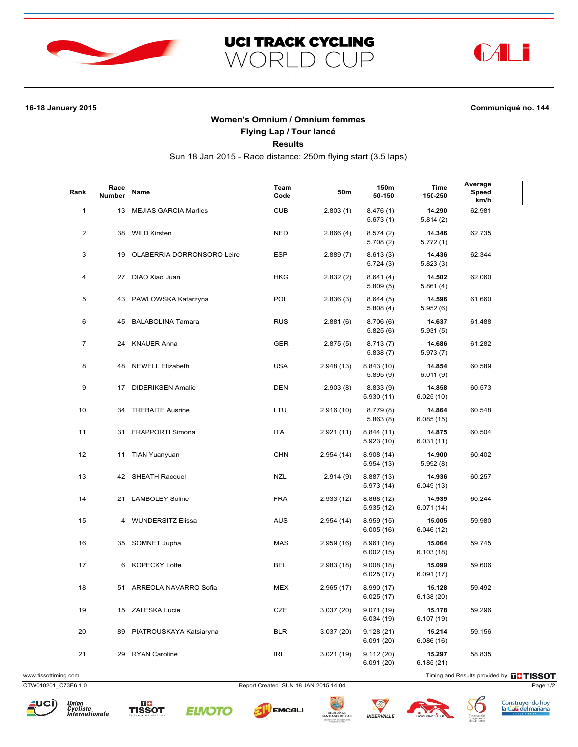# UCI TRACK CYCLING WORLD CUP

**16-18 January 2015** **Communiqué no. 144**

## Women's Omnium / Omnium femmes

### Flying Lap / Tour lancé

### Results

Sun 18 Jan 2015 - Race distance: 250m flying start (3.5 laps)

| Rank | Race Number | Name | Team Code | 50m | 150m / 50-150 | Time / 150-250 | Average Speed km/h |
|---|---|---|---|---|---|---|---|
| 1 | 13 | MEJIAS GARCIA Marlies | CUB | 2.803 (1) | 8.476 (1) / 5.673 (1) | **14.290** / 5.814 (2) | 62.981 |
| 2 | 38 | WILD Kirsten | NED | 2.866 (4) | 8.574 (2) / 5.708 (2) | **14.346** / 5.772 (1) | 62.735 |
| 3 | 19 | OLABERRIA DORRONSORO Leire | ESP | 2.889 (7) | 8.613 (3) / 5.724 (3) | **14.436** / 5.823 (3) | 62.344 |
| 4 | 27 | DIAO Xiao Juan | HKG | 2.832 (2) | 8.641 (4) / 5.809 (5) | **14.502** / 5.861 (4) | 62.060 |
| 5 | 43 | PAWLOWSKA Katarzyna | POL | 2.836 (3) | 8.644 (5) / 5.808 (4) | **14.596** / 5.952 (6) | 61.660 |
| 6 | 45 | BALABOLINA Tamara | RUS | 2.881 (6) | 8.706 (6) / 5.825 (6) | **14.637** / 5.931 (5) | 61.488 |
| 7 | 24 | KNAUER Anna | GER | 2.875 (5) | 8.713 (7) / 5.838 (7) | **14.686** / 5.973 (7) | 61.282 |
| 8 | 48 | NEWELL Elizabeth | USA | 2.948 (13) | 8.843 (10) / 5.895 (9) | **14.854** / 6.011 (9) | 60.589 |
| 9 | 17 | DIDERIKSEN Amalie | DEN | 2.903 (8) | 8.833 (9) / 5.930 (11) | **14.858** / 6.025 (10) | 60.573 |
| 10 | 34 | TREBAITE Ausrine | LTU | 2.916 (10) | 8.779 (8) / 5.863 (8) | **14.864** / 6.085 (15) | 60.548 |
| 11 | 31 | FRAPPORTI Simona | ITA | 2.921 (11) | 8.844 (11) / 5.923 (10) | **14.875** / 6.031 (11) | 60.504 |
| 12 | 11 | TIAN Yuanyuan | CHN | 2.954 (14) | 8.908 (14) / 5.954 (13) | **14.900** / 5.992 (8) | 60.402 |
| 13 | 42 | SHEATH Racquel | NZL | 2.914 (9) | 8.887 (13) / 5.973 (14) | **14.936** / 6.049 (13) | 60.257 |
| 14 | 21 | LAMBOLEY Soline | FRA | 2.933 (12) | 8.868 (12) / 5.935 (12) | **14.939** / 6.071 (14) | 60.244 |
| 15 | 4 | WUNDERSITZ Elissa | AUS | 2.954 (14) | 8.959 (15) / 6.005 (16) | **15.005** / 6.046 (12) | 59.980 |
| 16 | 35 | SOMNET Jupha | MAS | 2.959 (16) | 8.961 (16) / 6.002 (15) | **15.064** / 6.103 (18) | 59.745 |
| 17 | 6 | KOPECKY Lotte | BEL | 2.983 (18) | 9.008 (18) / 6.025 (17) | **15.099** / 6.091 (17) | 59.606 |
| 18 | 51 | ARREOLA NAVARRO Sofia | MEX | 2.965 (17) | 8.990 (17) / 6.025 (17) | **15.128** / 6.138 (20) | 59.492 |
| 19 | 15 | ZALESKA Lucie | CZE | 3.037 (20) | 9.071 (19) / 6.034 (19) | **15.178** / 6.107 (19) | 59.296 |
| 20 | 89 | PIATROUSKAYA Katsiaryna | BLR | 3.037 (20) | 9.128 (21) / 6.091 (20) | **15.214** / 6.086 (16) | 59.156 |
| 21 | 29 | RYAN Caroline | IRL | 3.021 (19) | 9.112 (20) / 6.091 (20) | **15.297** / 6.185 (21) | 58.835 |

www.tissottiming.com — Timing and Results provided by TISSOT

CTW010201_C73E6 1.0 — Report Created SUN 18 JAN 2015 14:04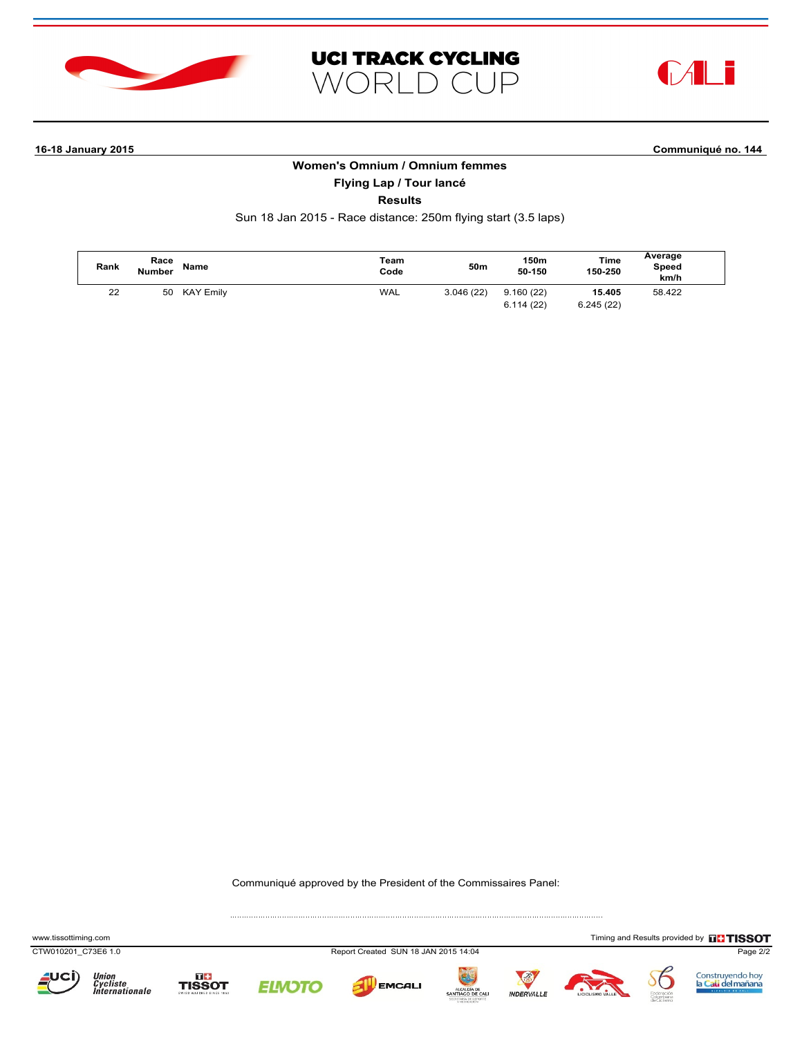# UCI TRACK CYCLING WORLD CUP

**16-18 January 2015** **Communiqué no. 144**

## Women's Omnium / Omnium femmes

### Flying Lap / Tour lancé

### Results

Sun 18 Jan 2015 - Race distance: 250m flying start (3.5 laps)

| Rank | Race Number | Name | Team Code | 50m | 150m 50-150 | Time 150-250 | Average Speed km/h |
|---|---|---|---|---|---|---|---|
| 22 | 50 | KAY Emily | WAL | 3.046 (22) | 9.160 (22) | **15.405** | 58.422 |
| | | | | | 6.114 (22) | 6.245 (22) | |

Communiqué approved by the President of the Commissaires Panel:

www.tissottiming.com

Timing and Results provided by TISSOT

CTW010201_C73E6 1.0

Report Created SUN 18 JAN 2015 14:04